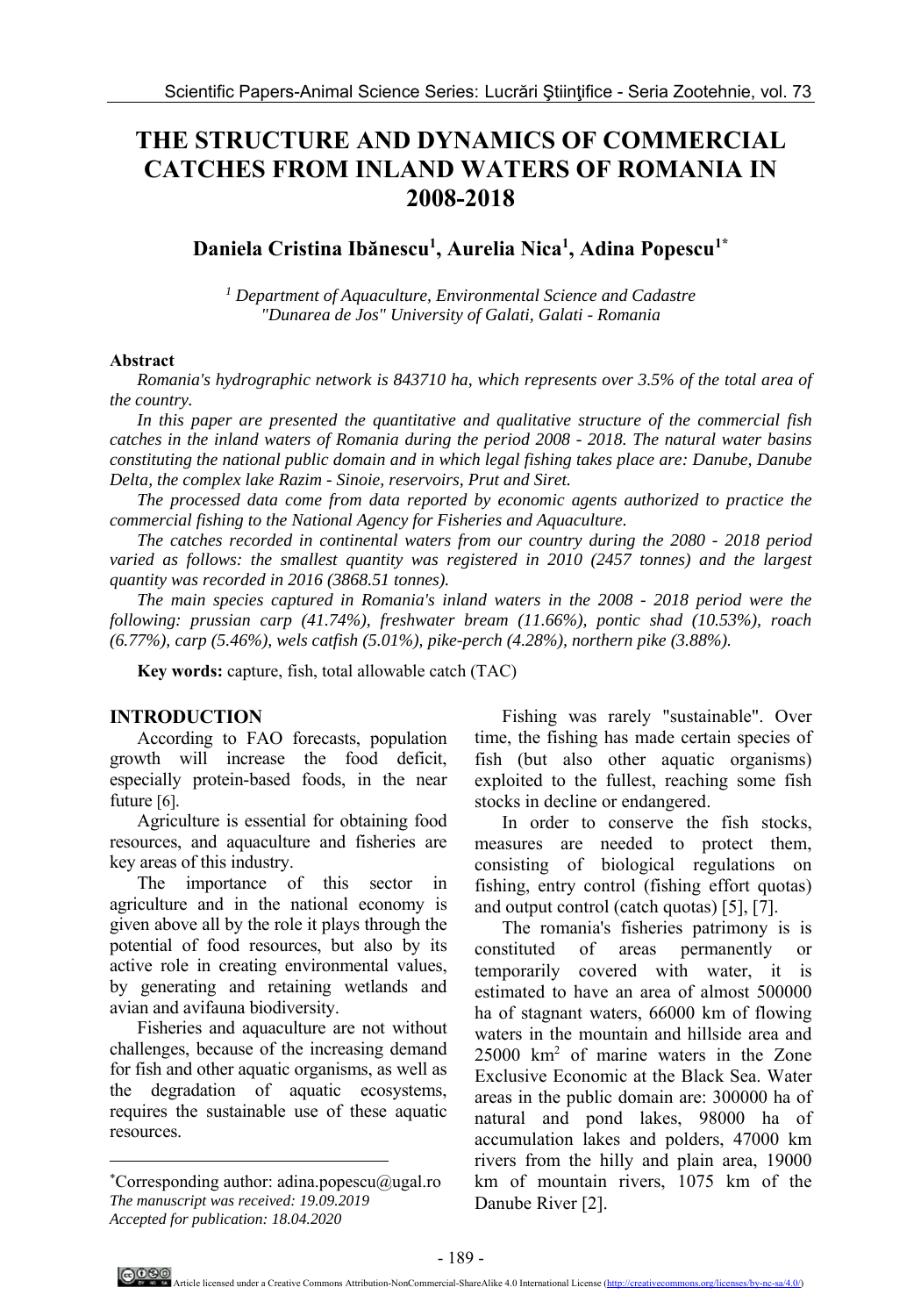# THE STRUCTURE AND DYNAMICS OF COMMERCIAL CATCHES FROM INLAND WATERS OF ROMANIA IN 2008-2018

**Daniela Cristina Ibănescu[1], Aurelia Nica[1], Adina Popescu[1*]**

*[1] Department of Aquaculture, Environmental Science and Cadastre "Dunarea de Jos" University of Galati, Galati - Romania*

## Abstract

*Romania's hydrographic network is 843710 ha, which represents over 3.5% of the total area of the country.*

*In this paper are presented the quantitative and qualitative structure of the commercial fish catches in the inland waters of Romania during the period 2008 - 2018. The natural water basins constituting the national public domain and in which legal fishing takes place are: Danube, Danube Delta, the complex lake Razim - Sinoie, reservoirs, Prut and Siret.*

*The processed data come from data reported by economic agents authorized to practice the commercial fishing to the National Agency for Fisheries and Aquaculture.*

*The catches recorded in continental waters from our country during the 2080 - 2018 period varied as follows: the smallest quantity was registered in 2010 (2457 tonnes) and the largest quantity was recorded in 2016 (3868.51 tonnes).*

*The main species captured in Romania's inland waters in the 2008 - 2018 period were the following: prussian carp (41.74%), freshwater bream (11.66%), pontic shad (10.53%), roach (6.77%), carp (5.46%), wels catfish (5.01%), pike-perch (4.28%), northern pike (3.88%).*

**Key words:** capture, fish, total allowable catch (TAC)

## INTRODUCTION

According to FAO forecasts, population growth will increase the food deficit, especially protein-based foods, in the near future [6].

Agriculture is essential for obtaining food resources, and aquaculture and fisheries are key areas of this industry.

The importance of this sector in agriculture and in the national economy is given above all by the role it plays through the potential of food resources, but also by its active role in creating environmental values, by generating and retaining wetlands and avian and avifauna biodiversity.

Fisheries and aquaculture are not without challenges, because of the increasing demand for fish and other aquatic organisms, as well as the degradation of aquatic ecosystems, requires the sustainable use of these aquatic resources.

Fishing was rarely "sustainable". Over time, the fishing has made certain species of fish (but also other aquatic organisms) exploited to the fullest, reaching some fish stocks in decline or endangered.

In order to conserve the fish stocks, measures are needed to protect them, consisting of biological regulations on fishing, entry control (fishing effort quotas) and output control (catch quotas) [5], [7].

The romania's fisheries patrimony is is constituted of areas permanently or temporarily covered with water, it is estimated to have an area of almost 500000 ha of stagnant waters, 66000 km of flowing waters in the mountain and hillside area and 25000 km$^2$ of marine waters in the Zone Exclusive Economic at the Black Sea. Water areas in the public domain are: 300000 ha of natural and pond lakes, 98000 ha of accumulation lakes and polders, 47000 km rivers from the hilly and plain area, 19000 km of mountain rivers, 1075 km of the Danube River [2].

*Corresponding author: adina.popescu@ugal.ro
*The manuscript was received: 19.09.2019*
*Accepted for publication: 18.04.2020*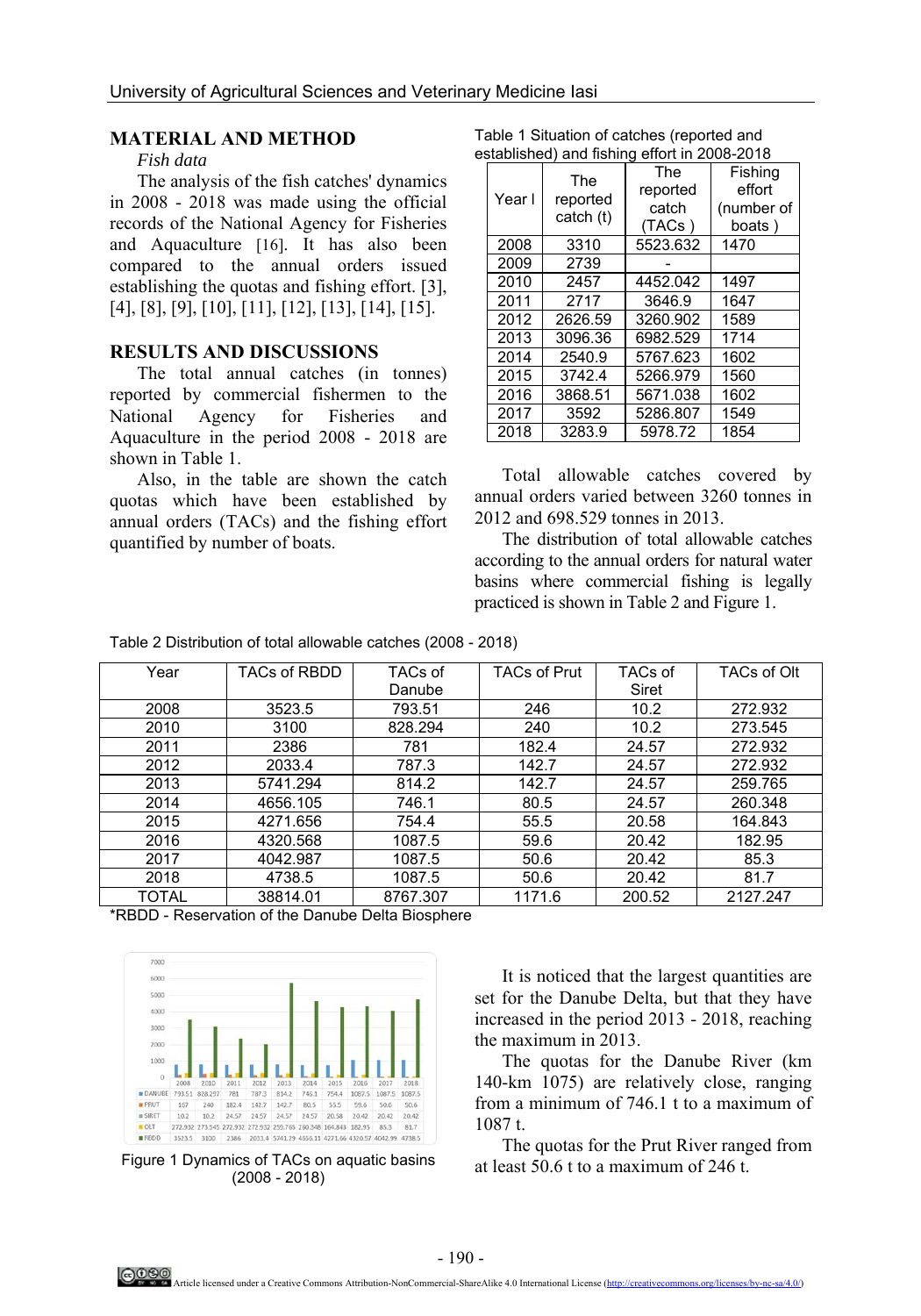## MATERIAL AND METHOD

*Fish data*

The analysis of the fish catches' dynamics in 2008 - 2018 was made using the official records of the National Agency for Fisheries and Aquaculture [16]. It has also been compared to the annual orders issued establishing the quotas and fishing effort. [3], [4], [8], [9], [10], [11], [12], [13], [14], [15].

## RESULTS AND DISCUSSIONS

The total annual catches (in tonnes) reported by commercial fishermen to the National Agency for Fisheries and Aquaculture in the period 2008 - 2018 are shown in Table 1.

Also, in the table are shown the catch quotas which have been established by annual orders (TACs) and the fishing effort quantified by number of boats.

Table 1 Situation of catches (reported and established) and fishing effort in 2008-2018

| Year l | The reported catch (t) | The reported catch (TACs ) | Fishing effort (number of boats ) |
|---|---|---|---|
| 2008 | 3310 | 5523.632 | 1470 |
| 2009 | 2739 | - | |
| 2010 | 2457 | 4452.042 | 1497 |
| 2011 | 2717 | 3646.9 | 1647 |
| 2012 | 2626.59 | 3260.902 | 1589 |
| 2013 | 3096.36 | 6982.529 | 1714 |
| 2014 | 2540.9 | 5767.623 | 1602 |
| 2015 | 3742.4 | 5266.979 | 1560 |
| 2016 | 3868.51 | 5671.038 | 1602 |
| 2017 | 3592 | 5286.807 | 1549 |
| 2018 | 3283.9 | 5978.72 | 1854 |

Total allowable catches covered by annual orders varied between 3260 tonnes in 2012 and 698.529 tonnes in 2013.

The distribution of total allowable catches according to the annual orders for natural water basins where commercial fishing is legally practiced is shown in Table 2 and Figure 1.

Table 2 Distribution of total allowable catches (2008 - 2018)

| Year | TACs of RBDD | TACs of Danube | TACs of Prut | TACs of Siret | TACs of Olt |
|---|---|---|---|---|---|
| 2008 | 3523.5 | 793.51 | 246 | 10.2 | 272.932 |
| 2010 | 3100 | 828.294 | 240 | 10.2 | 273.545 |
| 2011 | 2386 | 781 | 182.4 | 24.57 | 272.932 |
| 2012 | 2033.4 | 787.3 | 142.7 | 24.57 | 272.932 |
| 2013 | 5741.294 | 814.2 | 142.7 | 24.57 | 259.765 |
| 2014 | 4656.105 | 746.1 | 80.5 | 24.57 | 260.348 |
| 2015 | 4271.656 | 754.4 | 55.5 | 20.58 | 164.843 |
| 2016 | 4320.568 | 1087.5 | 59.6 | 20.42 | 182.95 |
| 2017 | 4042.987 | 1087.5 | 50.6 | 20.42 | 85.3 |
| 2018 | 4738.5 | 1087.5 | 50.6 | 20.42 | 81.7 |
| TOTAL | 38814.01 | 8767.307 | 1171.6 | 200.52 | 2127.247 |

*RBDD - Reservation of the Danube Delta Biosphere

Figure 1 Dynamics of TACs on aquatic basins (2008 - 2018)

It is noticed that the largest quantities are set for the Danube Delta, but that they have increased in the period 2013 - 2018, reaching the maximum in 2013.

The quotas for the Danube River (km 140-km 1075) are relatively close, ranging from a minimum of 746.1 t to a maximum of 1087 t.

The quotas for the Prut River ranged from at least 50.6 t to a maximum of 246 t.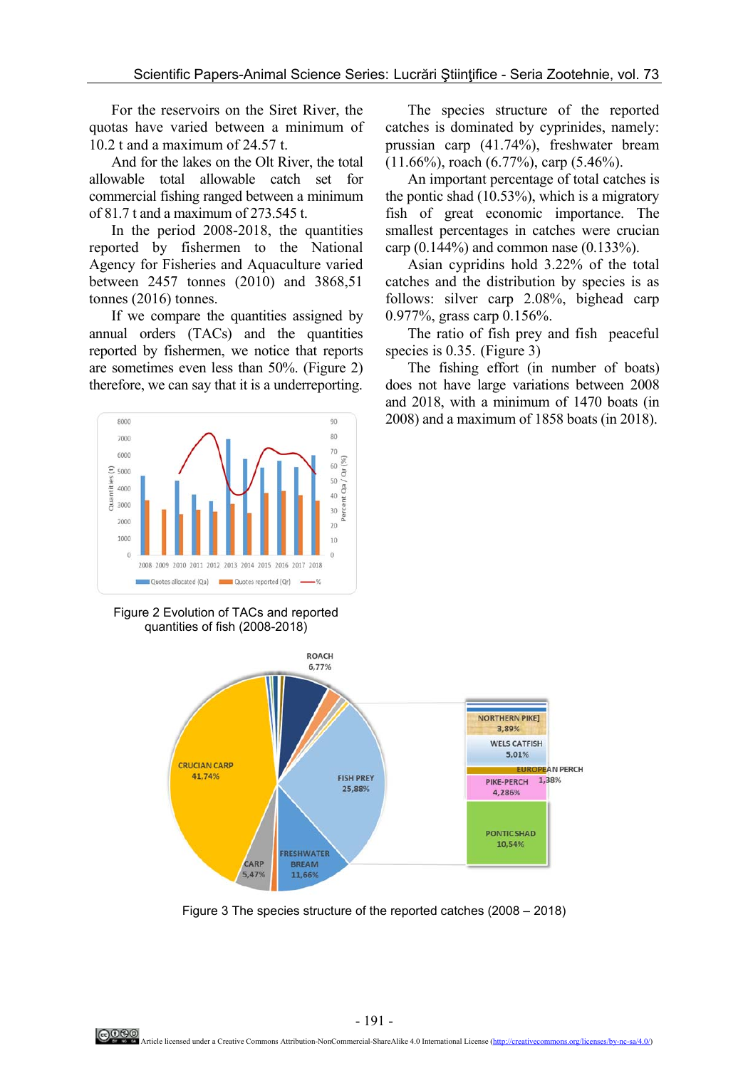For the reservoirs on the Siret River, the quotas have varied between a minimum of 10.2 t and a maximum of 24.57 t.

And for the lakes on the Olt River, the total allowable total allowable catch set for commercial fishing ranged between a minimum of 81.7 t and a maximum of 273.545 t.

In the period 2008-2018, the quantities reported by fishermen to the National Agency for Fisheries and Aquaculture varied between 2457 tonnes (2010) and 3868,51 tonnes (2016) tonnes.

If we compare the quantities assigned by annual orders (TACs) and the quantities reported by fishermen, we notice that reports are sometimes even less than 50%. (Figure 2) therefore, we can say that it is a underreporting.

Figure 2 Evolution of TACs and reported quantities of fish (2008-2018)

The species structure of the reported catches is dominated by cyprinides, namely: prussian carp (41.74%), freshwater bream (11.66%), roach (6.77%), carp (5.46%).

An important percentage of total catches is the pontic shad (10.53%), which is a migratory fish of great economic importance. The smallest percentages in catches were crucian carp (0.144%) and common nase (0.133%).

Asian cypridins hold 3.22% of the total catches and the distribution by species is as follows: silver carp 2.08%, bighead carp 0.977%, grass carp 0.156%.

The ratio of fish prey and fish peaceful species is 0.35. (Figure 3)

The fishing effort (in number of boats) does not have large variations between 2008 and 2018, with a minimum of 1470 boats (in 2008) and a maximum of 1858 boats (in 2018).

Figure 3 The species structure of the reported catches (2008 – 2018)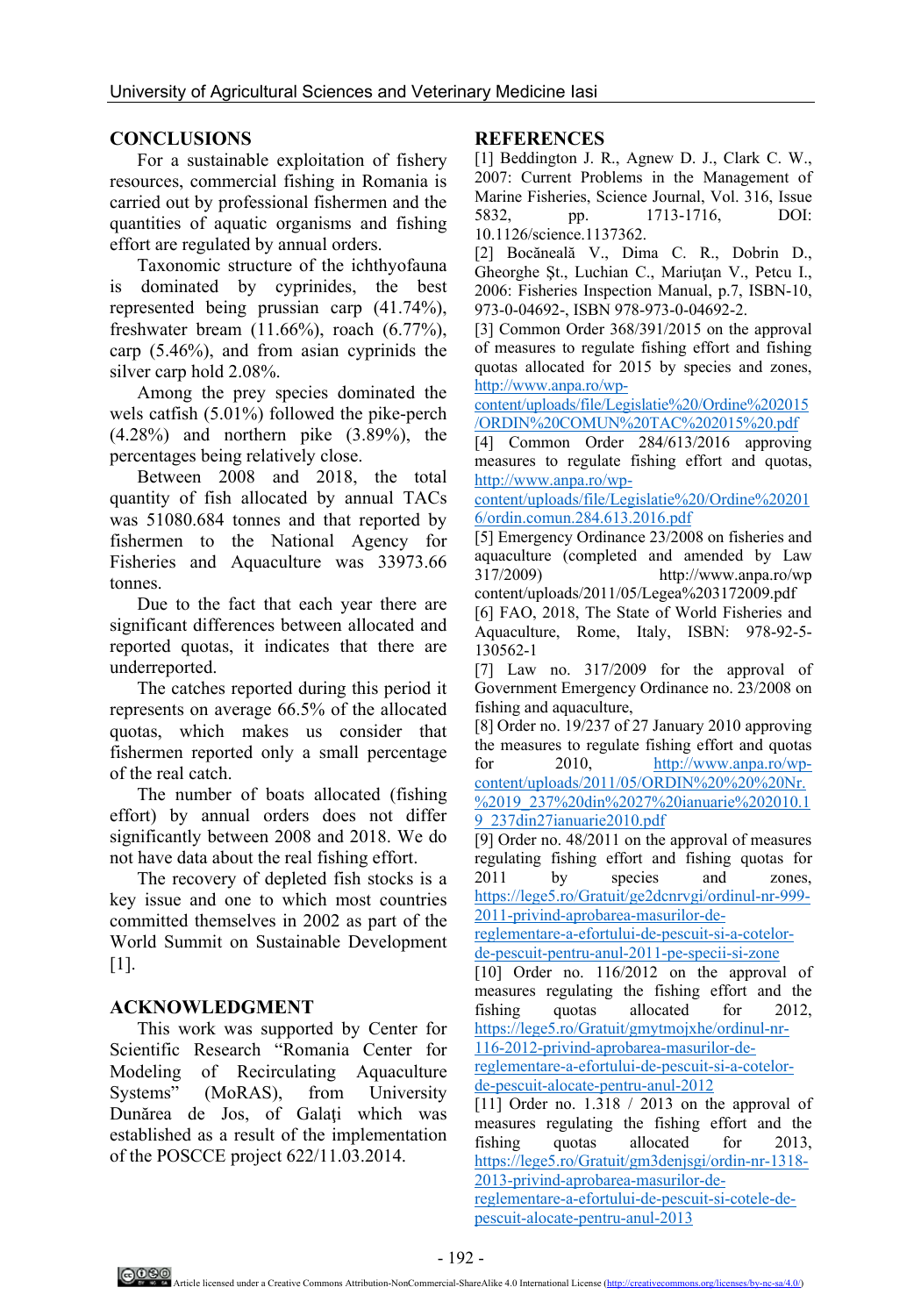## CONCLUSIONS

For a sustainable exploitation of fishery resources, commercial fishing in Romania is carried out by professional fishermen and the quantities of aquatic organisms and fishing effort are regulated by annual orders.

Taxonomic structure of the ichthyofauna is dominated by cyprinides, the best represented being prussian carp (41.74%), freshwater bream (11.66%), roach (6.77%), carp (5.46%), and from asian cyprinids the silver carp hold 2.08%.

Among the prey species dominated the wels catfish (5.01%) followed the pike-perch (4.28%) and northern pike (3.89%), the percentages being relatively close.

Between 2008 and 2018, the total quantity of fish allocated by annual TACs was 51080.684 tonnes and that reported by fishermen to the National Agency for Fisheries and Aquaculture was 33973.66 tonnes.

Due to the fact that each year there are significant differences between allocated and reported quotas, it indicates that there are underreported.

The catches reported during this period it represents on average 66.5% of the allocated quotas, which makes us consider that fishermen reported only a small percentage of the real catch.

The number of boats allocated (fishing effort) by annual orders does not differ significantly between 2008 and 2018. We do not have data about the real fishing effort.

The recovery of depleted fish stocks is a key issue and one to which most countries committed themselves in 2002 as part of the World Summit on Sustainable Development [1].

## ACKNOWLEDGMENT

This work was supported by Center for Scientific Research "Romania Center for Modeling of Recirculating Aquaculture Systems" (MoRAS), from University Dunărea de Jos, of Galați which was established as a result of the implementation of the POSCCE project 622/11.03.2014.

## REFERENCES

[1] Beddington J. R., Agnew D. J., Clark C. W., 2007: Current Problems in the Management of Marine Fisheries, Science Journal, Vol. 316, Issue 5832, pp. 1713-1716, DOI: 10.1126/science.1137362.

[2] Bocăneală V., Dima C. R., Dobrin D., Gheorghe Șt., Luchian C., Mariuțan V., Petcu I., 2006: Fisheries Inspection Manual, p.7, ISBN-10, 973-0-04692-, ISBN 978-973-0-04692-2.

[3] Common Order 368/391/2015 on the approval of measures to regulate fishing effort and fishing quotas allocated for 2015 by species and zones, http://www.anpa.ro/wp-content/uploads/file/Legislatie%20/Ordine%202015/ORDIN%20COMUN%20TAC%202015%20.pdf

[4] Common Order 284/613/2016 approving measures to regulate fishing effort and quotas, http://www.anpa.ro/wp-content/uploads/file/Legislatie%20/Ordine%202016/ordin.comun.284.613.2016.pdf

[5] Emergency Ordinance 23/2008 on fisheries and aquaculture (completed and amended by Law 317/2009) http://www.anpa.ro/wp content/uploads/2011/05/Legea%203172009.pdf

[6] FAO, 2018, The State of World Fisheries and Aquaculture, Rome, Italy, ISBN: 978-92-5-130562-1

[7] Law no. 317/2009 for the approval of Government Emergency Ordinance no. 23/2008 on fishing and aquaculture,

[8] Order no. 19/237 of 27 January 2010 approving the measures to regulate fishing effort and quotas for 2010, http://www.anpa.ro/wp-content/uploads/2011/05/ORDIN%20%20Nr.%2019_237%20din%2027%20ianuarie%202010.19_237din27ianuarie2010.pdf

[9] Order no. 48/2011 on the approval of measures regulating fishing effort and fishing quotas for 2011 by species and zones, https://lege5.ro/Gratuit/ge2dcnrvgi/ordinul-nr-999-2011-privind-aprobarea-masurilor-de-reglementare-a-efortului-de-pescuit-si-a-cotelor-de-pescuit-pentru-anul-2011-pe-specii-si-zone

[10] Order no. 116/2012 on the approval of measures regulating the fishing effort and the fishing quotas allocated for 2012, https://lege5.ro/Gratuit/gmytmojxhe/ordinul-nr-116-2012-privind-aprobarea-masurilor-de-reglementare-a-efortului-de-pescuit-si-a-cotelor-de-pescuit-alocate-pentru-anul-2012

[11] Order no. 1.318 / 2013 on the approval of measures regulating the fishing effort and the fishing quotas allocated for 2013, https://lege5.ro/Gratuit/gm3denjsgi/ordin-nr-1318-2013-privind-aprobarea-masurilor-de-reglementare-a-efortului-de-pescuit-si-cotele-de-pescuit-alocate-pentru-anul-2013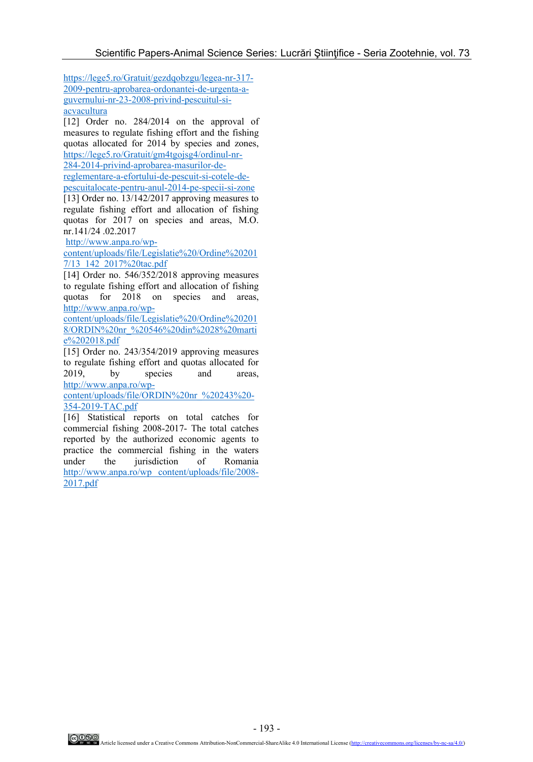https://lege5.ro/Gratuit/gezdqobzgu/legea-nr-317-2009-pentru-aprobarea-ordonantei-de-urgenta-a-guvernului-nr-23-2008-privind-pescuitul-si-acvacultura

[12] Order no. 284/2014 on the approval of measures to regulate fishing effort and the fishing quotas allocated for 2014 by species and zones, https://lege5.ro/Gratuit/gm4tgojsg4/ordinul-nr-284-2014-privind-aprobarea-masurilor-de-reglementare-a-efortului-de-pescuit-si-cotele-de-pescuitalocate-pentru-anul-2014-pe-specii-si-zone

[13] Order no. 13/142/2017 approving measures to regulate fishing effort and allocation of fishing quotas for 2017 on species and areas, M.O. nr.141/24 .02.2017 http://www.anpa.ro/wp-content/uploads/file/Legislatie%20/Ordine%202017/13_142_2017%20tac.pdf

[14] Order no. 546/352/2018 approving measures to regulate fishing effort and allocation of fishing quotas for 2018 on species and areas, http://www.anpa.ro/wp-content/uploads/file/Legislatie%20/Ordine%202018/ORDIN%20nr_%20546%20din%2028%20martie%202018.pdf

[15] Order no. 243/354/2019 approving measures to regulate fishing effort and quotas allocated for 2019, by species and areas, http://www.anpa.ro/wp-content/uploads/file/ORDIN%20nr_%20243%20-354-2019-TAC.pdf

[16] Statistical reports on total catches for commercial fishing 2008-2017- The total catches reported by the authorized economic agents to practice the commercial fishing in the waters under the jurisdiction of Romania http://www.anpa.ro/wp_content/uploads/file/2008-2017.pdf